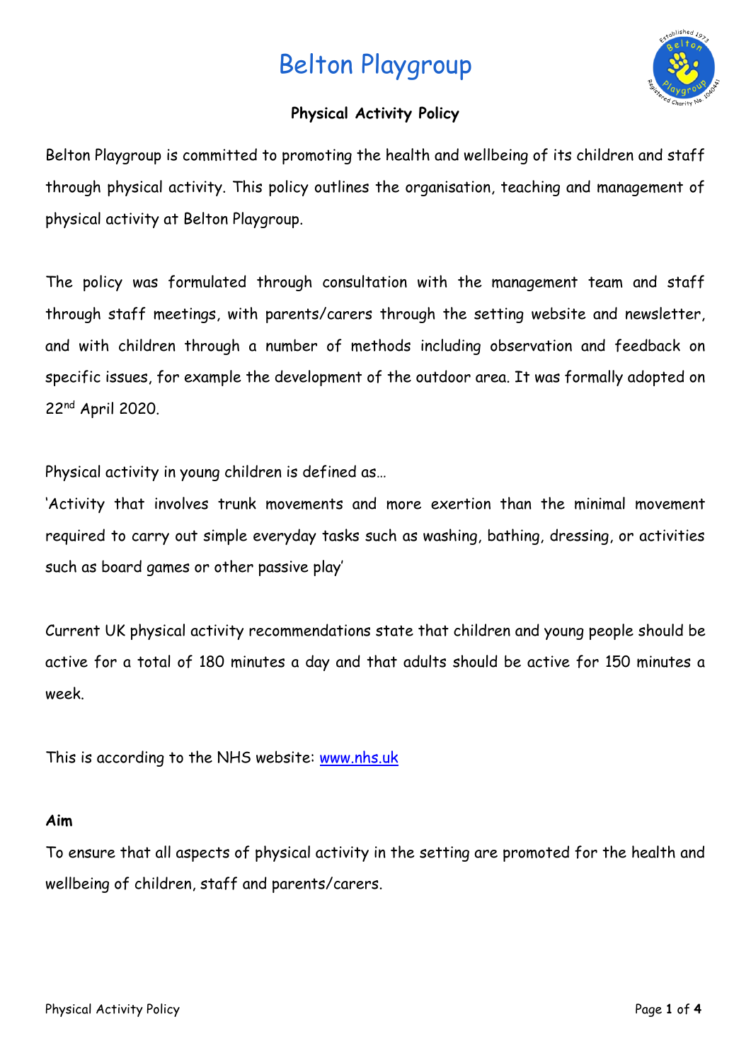# Belton Playgroup

## Physical Activity Policy

Belton Playgroup is committed to promoting the health and wellbeing of its children and staff through physical activity. This policy outlines the organisation, teaching and management of physical activity at Belton Playgroup.

The policy was formulated through consultation with the management team and staff through staff meetings, with parents/carers through the setting website and newsletter, and with children through a number of methods including observation and feedback on specific issues, for example the development of the outdoor area. It was formally adopted on 22nd April 2020.

Physical activity in young children is defined as…

'Activity that involves trunk movements and more exertion than the minimal movement required to carry out simple everyday tasks such as washing, bathing, dressing, or activities such as board games or other passive play'

Current UK physical activity recommendations state that children and young people should be active for a total of 180 minutes a day and that adults should be active for 150 minutes a week.

This is according to the NHS website: www.nhs.uk

**Aim**

To ensure that all aspects of physical activity in the setting are promoted for the health and wellbeing of children, staff and parents/carers.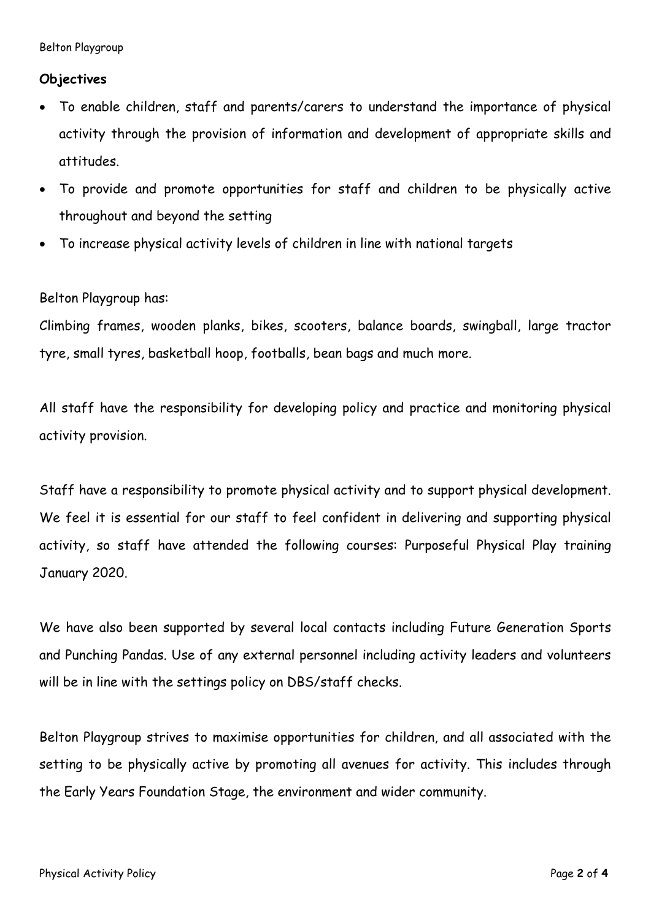**Objectives**

- To enable children, staff and parents/carers to understand the importance of physical activity through the provision of information and development of appropriate skills and attitudes.
- To provide and promote opportunities for staff and children to be physically active throughout and beyond the setting
- To increase physical activity levels of children in line with national targets

Belton Playgroup has:

Climbing frames, wooden planks, bikes, scooters, balance boards, swingball, large tractor tyre, small tyres, basketball hoop, footballs, bean bags and much more.

All staff have the responsibility for developing policy and practice and monitoring physical activity provision.

Staff have a responsibility to promote physical activity and to support physical development. We feel it is essential for our staff to feel confident in delivering and supporting physical activity, so staff have attended the following courses: Purposeful Physical Play training January 2020.

We have also been supported by several local contacts including Future Generation Sports and Punching Pandas. Use of any external personnel including activity leaders and volunteers will be in line with the settings policy on DBS/staff checks.

Belton Playgroup strives to maximise opportunities for children, and all associated with the setting to be physically active by promoting all avenues for activity. This includes through the Early Years Foundation Stage, the environment and wider community.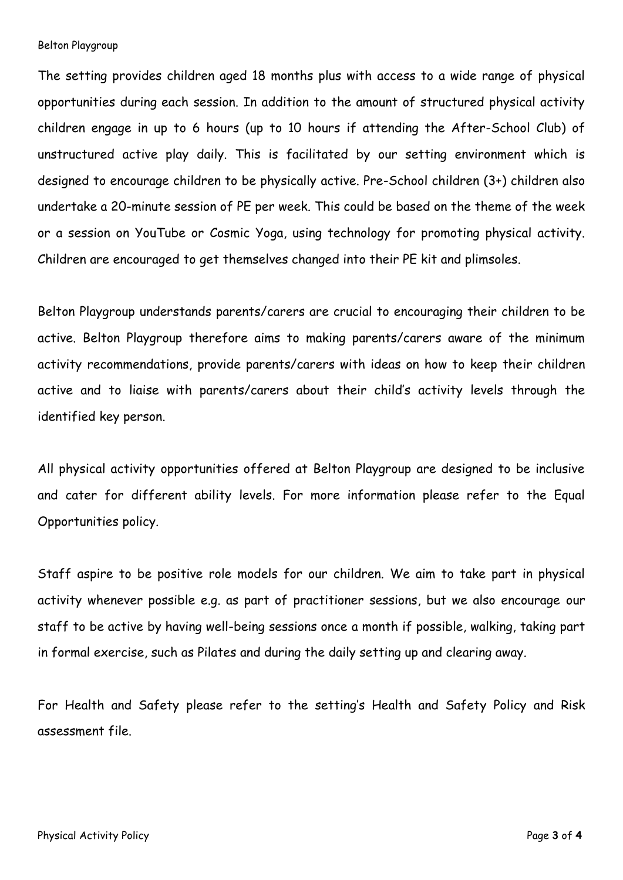The setting provides children aged 18 months plus with access to a wide range of physical opportunities during each session. In addition to the amount of structured physical activity children engage in up to 6 hours (up to 10 hours if attending the After-School Club) of unstructured active play daily. This is facilitated by our setting environment which is designed to encourage children to be physically active. Pre-School children (3+) children also undertake a 20-minute session of PE per week. This could be based on the theme of the week or a session on YouTube or Cosmic Yoga, using technology for promoting physical activity. Children are encouraged to get themselves changed into their PE kit and plimsoles.

Belton Playgroup understands parents/carers are crucial to encouraging their children to be active. Belton Playgroup therefore aims to making parents/carers aware of the minimum activity recommendations, provide parents/carers with ideas on how to keep their children active and to liaise with parents/carers about their child's activity levels through the identified key person.

All physical activity opportunities offered at Belton Playgroup are designed to be inclusive and cater for different ability levels. For more information please refer to the Equal Opportunities policy.

Staff aspire to be positive role models for our children. We aim to take part in physical activity whenever possible e.g. as part of practitioner sessions, but we also encourage our staff to be active by having well-being sessions once a month if possible, walking, taking part in formal exercise, such as Pilates and during the daily setting up and clearing away.

For Health and Safety please refer to the setting's Health and Safety Policy and Risk assessment file.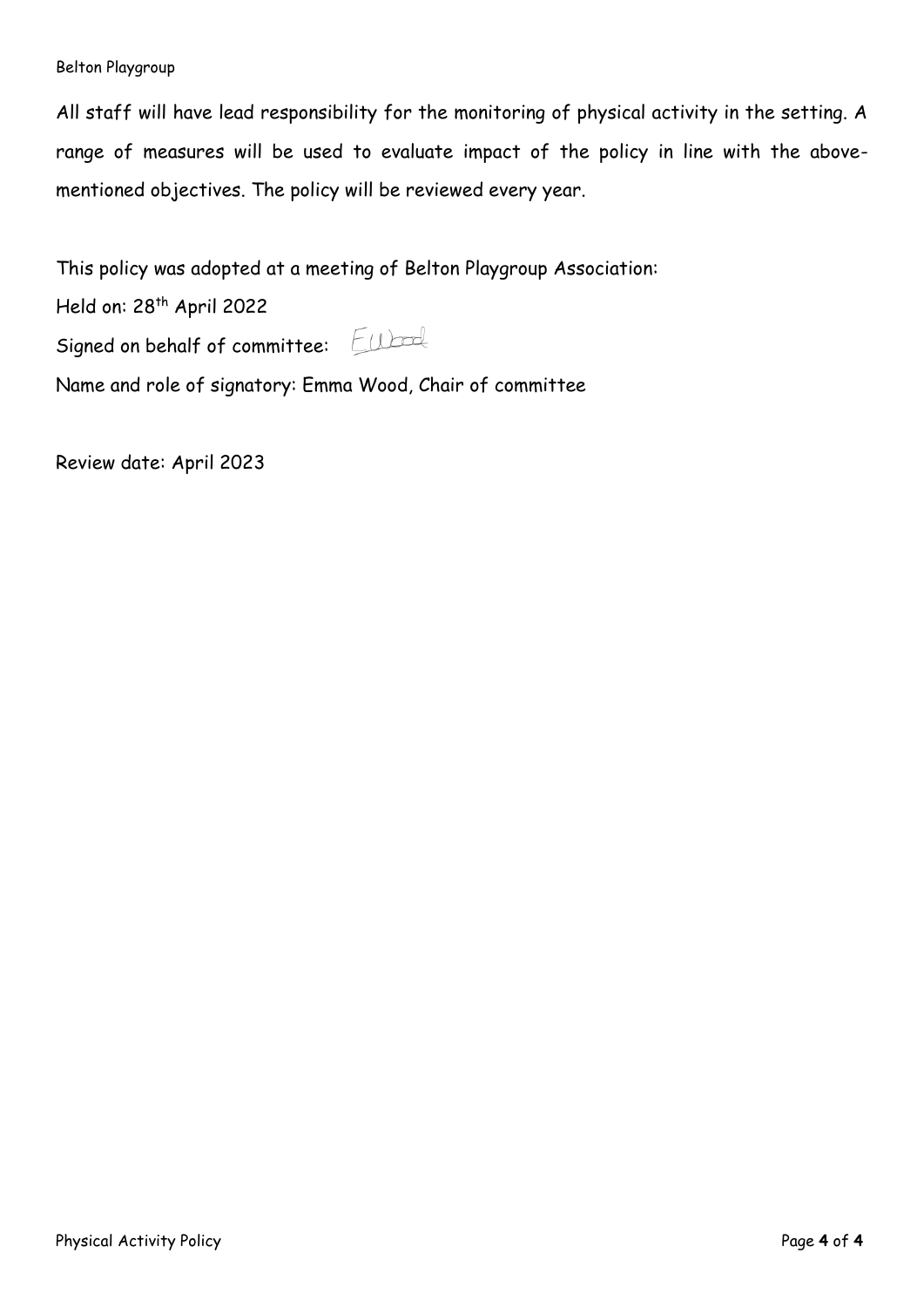All staff will have lead responsibility for the monitoring of physical activity in the setting. A range of measures will be used to evaluate impact of the policy in line with the above-mentioned objectives. The policy will be reviewed every year.

This policy was adopted at a meeting of Belton Playgroup Association:

Held on: 28th April 2022

Signed on behalf of committee: EWood

Name and role of signatory: Emma Wood, Chair of committee

Review date: April 2023